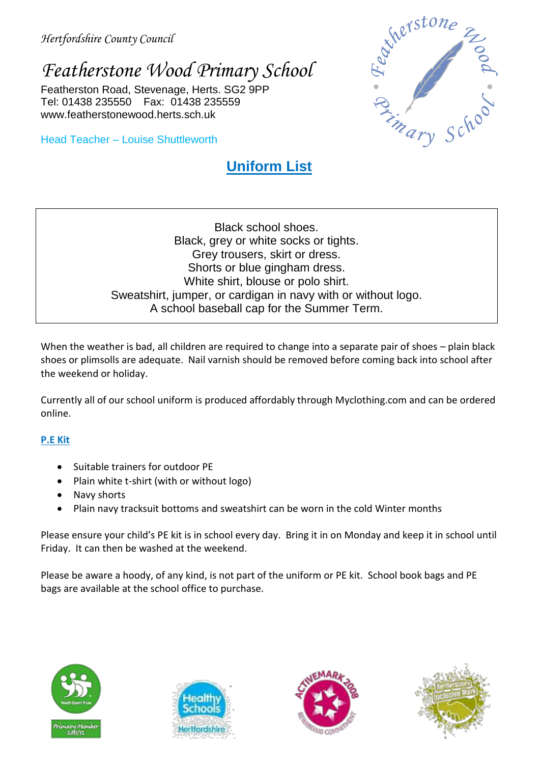*Hertfordshire County Council*

# *Featherstone Wood Primary School*

Featherston Road, Stevenage, Herts. SG2 9PP
Tel: 01438 235550    Fax: 01438 235559
www.featherstonewood.herts.sch.uk

Head Teacher – Louise Shuttleworth

## Uniform List

Black school shoes.
Black, grey or white socks or tights.
Grey trousers, skirt or dress.
Shorts or blue gingham dress.
White shirt, blouse or polo shirt.
Sweatshirt, jumper, or cardigan in navy with or without logo.
A school baseball cap for the Summer Term.

When the weather is bad, all children are required to change into a separate pair of shoes – plain black shoes or plimsolls are adequate. Nail varnish should be removed before coming back into school after the weekend or holiday.

Currently all of our school uniform is produced affordably through Myclothing.com and can be ordered online.

### P.E Kit

- Suitable trainers for outdoor PE
- Plain white t-shirt (with or without logo)
- Navy shorts
- Plain navy tracksuit bottoms and sweatshirt can be worn in the cold Winter months

Please ensure your child's PE kit is in school every day. Bring it in on Monday and keep it in school until Friday. It can then be washed at the weekend.

Please be aware a hoody, of any kind, is not part of the uniform or PE kit. School book bags and PE bags are available at the school office to purchase.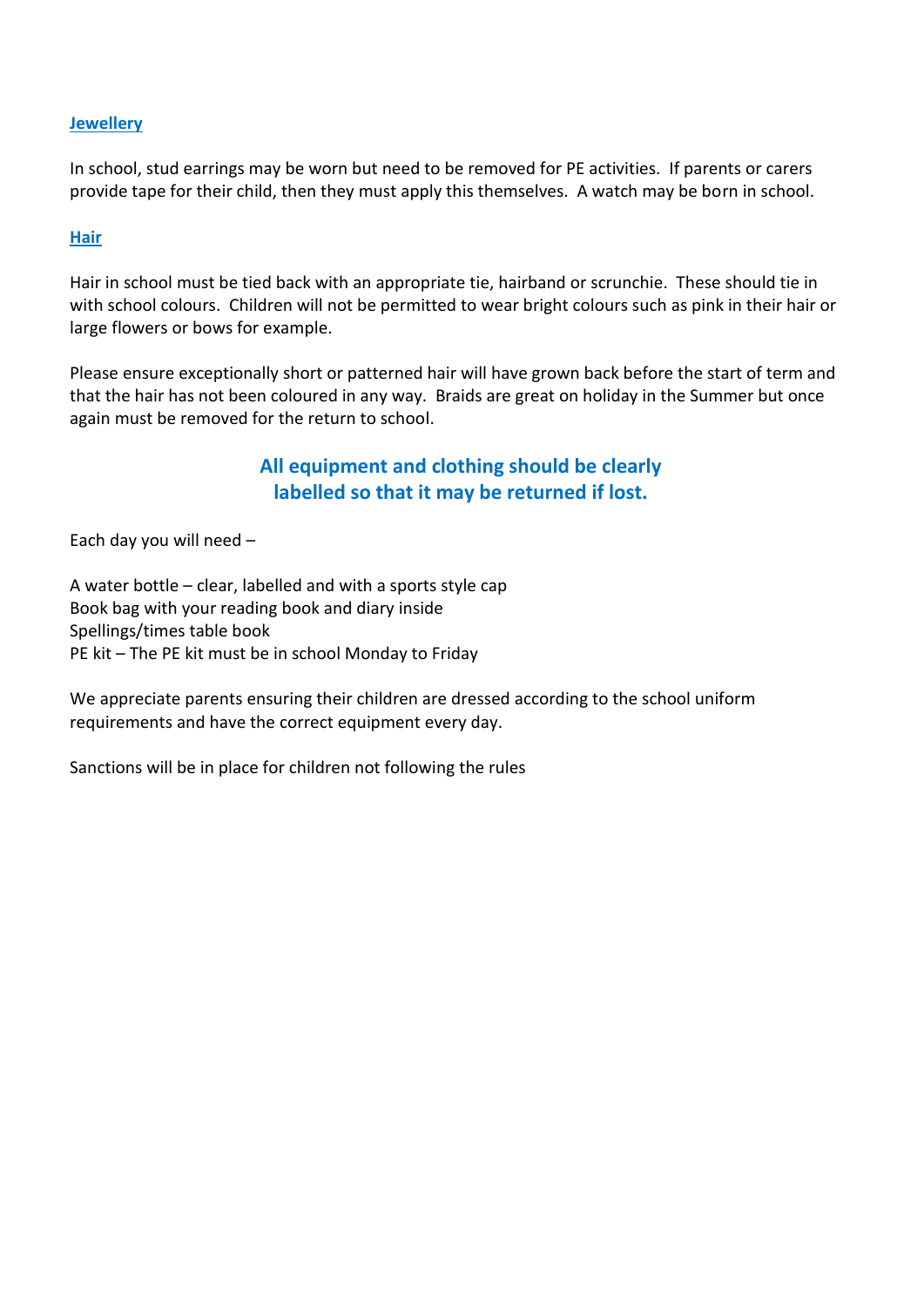## Jewellery

In school, stud earrings may be worn but need to be removed for PE activities. If parents or carers provide tape for their child, then they must apply this themselves. A watch may be born in school.

## Hair

Hair in school must be tied back with an appropriate tie, hairband or scrunchie. These should tie in with school colours. Children will not be permitted to wear bright colours such as pink in their hair or large flowers or bows for example.

Please ensure exceptionally short or patterned hair will have grown back before the start of term and that the hair has not been coloured in any way. Braids are great on holiday in the Summer but once again must be removed for the return to school.

**All equipment and clothing should be clearly labelled so that it may be returned if lost.**

Each day you will need –

A water bottle – clear, labelled and with a sports style cap
Book bag with your reading book and diary inside
Spellings/times table book
PE kit – The PE kit must be in school Monday to Friday

We appreciate parents ensuring their children are dressed according to the school uniform requirements and have the correct equipment every day.

Sanctions will be in place for children not following the rules